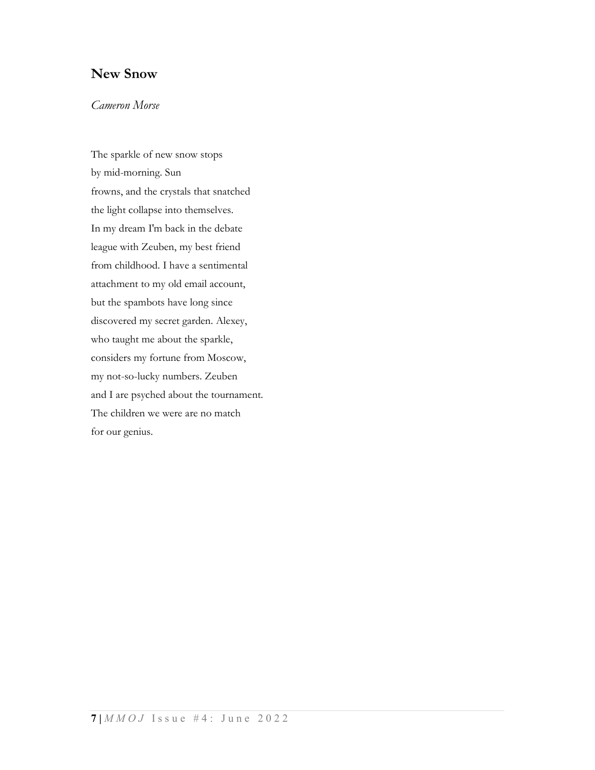## New Snow

*Cameron Morse*

The sparkle of new snow stops  
by mid-morning. Sun  
frowns, and the crystals that snatched  
the light collapse into themselves.  
In my dream I'm back in the debate  
league with Zeuben, my best friend  
from childhood. I have a sentimental  
attachment to my old email account,  
but the spambots have long since  
discovered my secret garden. Alexey,  
who taught me about the sparkle,  
considers my fortune from Moscow,  
my not-so-lucky numbers. Zeuben  
and I are psyched about the tournament.  
The children we were are no match  
for our genius.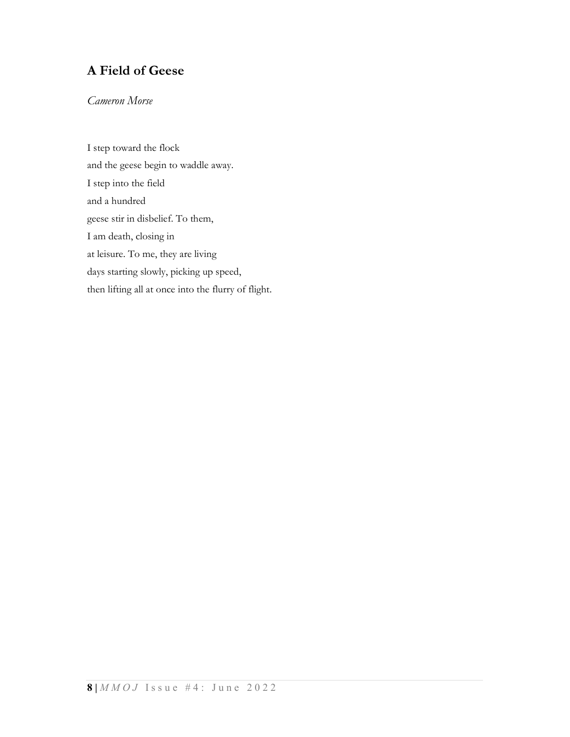## A Field of Geese

*Cameron Morse*

I step toward the flock  
and the geese begin to waddle away.  
I step into the field  
and a hundred  
geese stir in disbelief. To them,  
I am death, closing in  
at leisure. To me, they are living  
days starting slowly, picking up speed,  
then lifting all at once into the flurry of flight.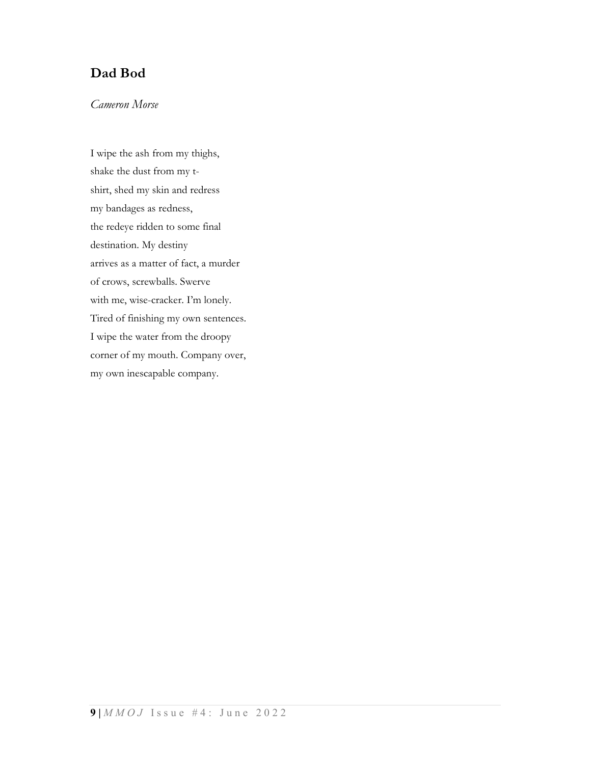## Dad Bod

*Cameron Morse*

I wipe the ash from my thighs,  
shake the dust from my t-  
shirt, shed my skin and redress  
my bandages as redness,  
the redeye ridden to some final  
destination. My destiny  
arrives as a matter of fact, a murder  
of crows, screwballs. Swerve  
with me, wise-cracker. I'm lonely.  
Tired of finishing my own sentences.  
I wipe the water from the droopy  
corner of my mouth. Company over,  
my own inescapable company.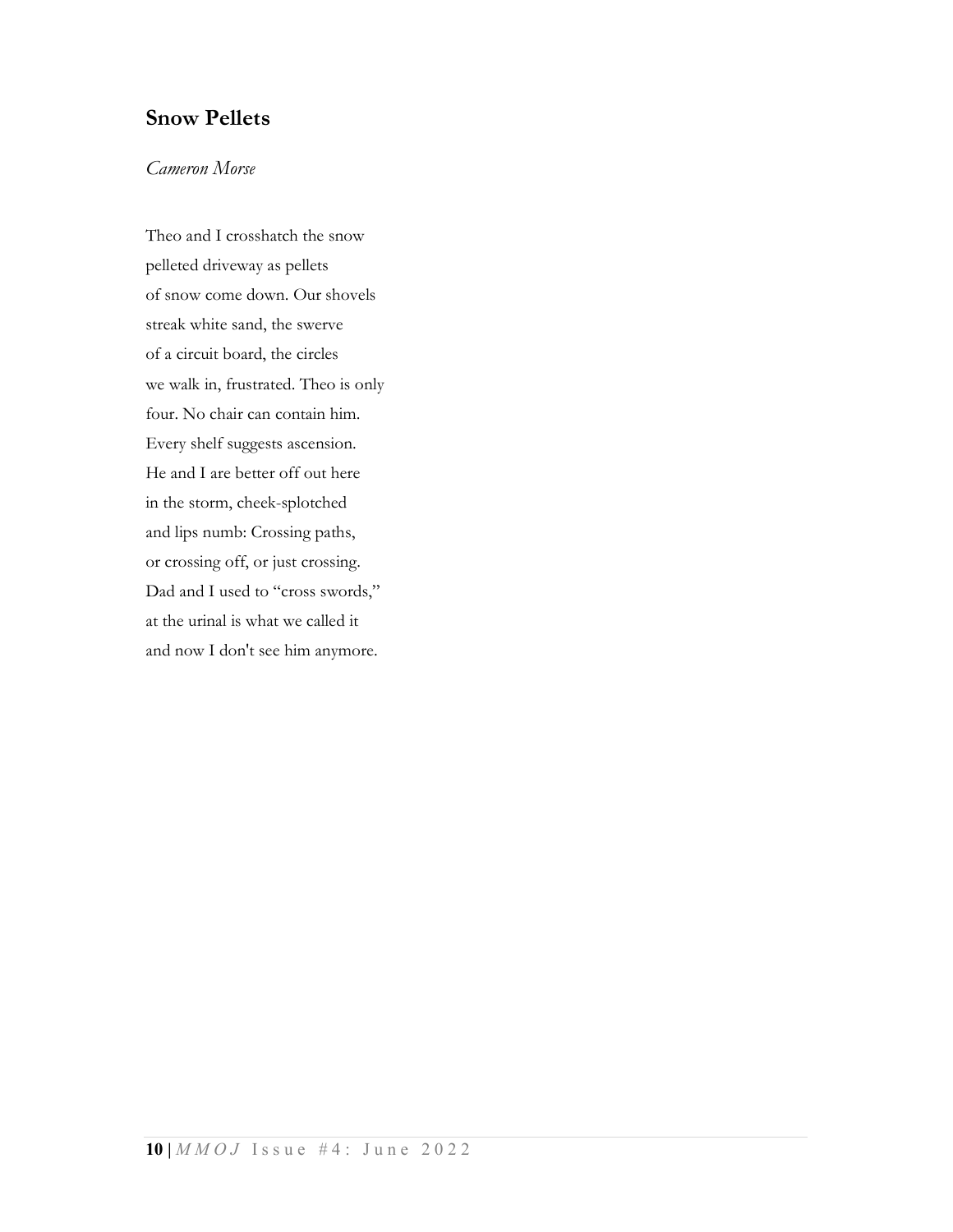## Snow Pellets

*Cameron Morse*

Theo and I crosshatch the snow
pelleted driveway as pellets
of snow come down. Our shovels
streak white sand, the swerve
of a circuit board, the circles
we walk in, frustrated. Theo is only
four. No chair can contain him.
Every shelf suggests ascension.
He and I are better off out here
in the storm, cheek-splotched
and lips numb: Crossing paths,
or crossing off, or just crossing.
Dad and I used to "cross swords,"
at the urinal is what we called it
and now I don't see him anymore.